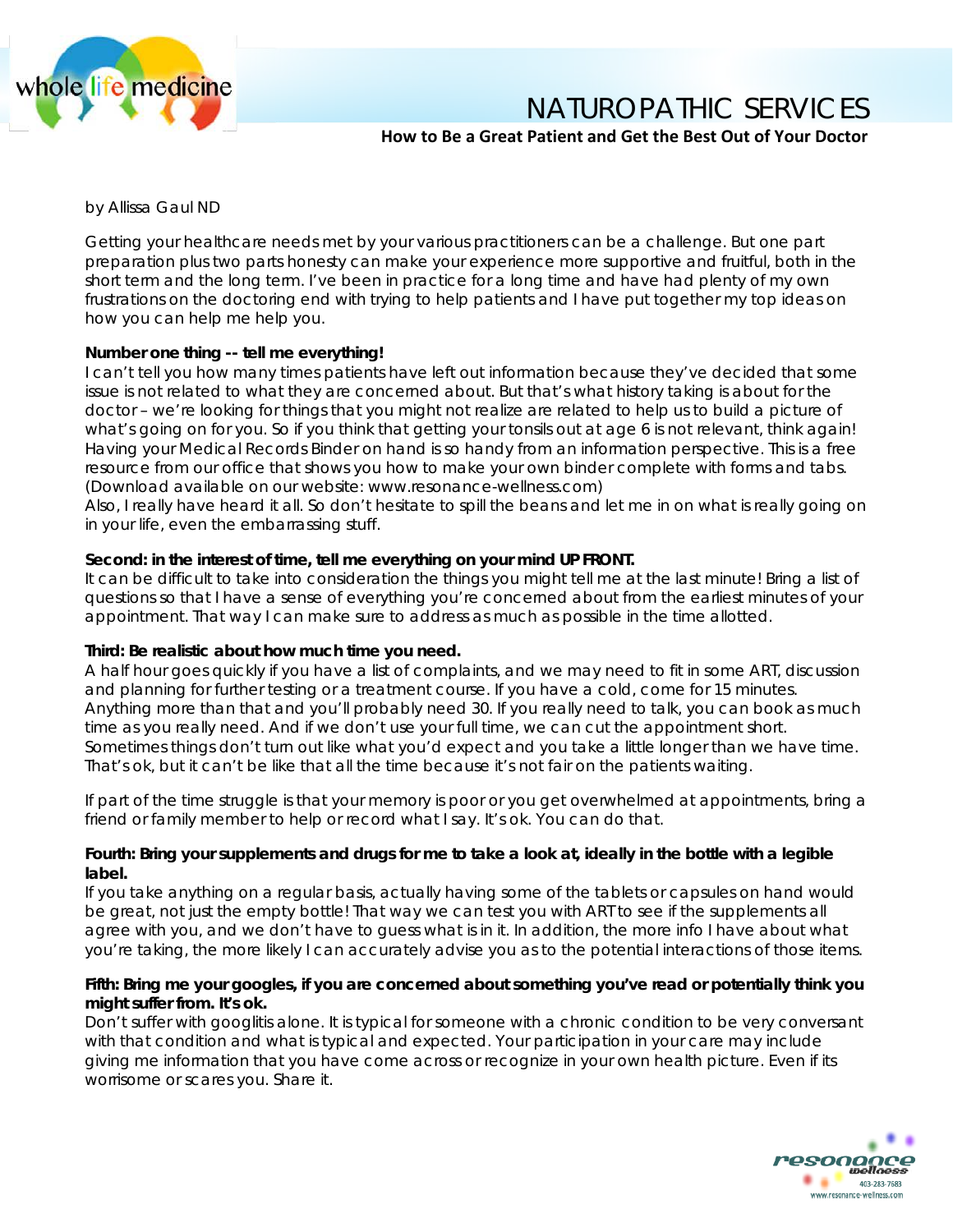# NATUROPATHIC SERVICES

## How to Be a Great Patient and Get the Best Out of Your Doctor

by Allissa Gaul ND

Getting your healthcare needs met by your various practitioners can be a challenge. But one part preparation plus two parts honesty can make your experience more supportive and fruitful, both in the short term and the long term. I've been in practice for a long time and have had plenty of my own frustrations on the doctoring end with trying to help patients and I have put together my top ideas on how you can help me help you.

**Number one thing -- tell me everything!**

I can't tell you how many times patients have left out information because they've decided that some issue is not related to what they are concerned about. But that's what history taking is about for the doctor – we're looking for things that you might not realize are related to help us to build a picture of what's going on for you. So if you think that getting your tonsils out at age 6 is not relevant, think again! Having your Medical Records Binder on hand is so handy from an information perspective. This is a free resource from our office that shows you how to make your own binder complete with forms and tabs. (Download available on our website: www.resonance-wellness.com)

Also, I really have heard it all. So don't hesitate to spill the beans and let me in on what is really going on in your life, even the embarrassing stuff.

**Second: in the interest of time, tell me everything on your mind UP FRONT.**

It can be difficult to take into consideration the things you might tell me at the last minute! Bring a list of questions so that I have a sense of everything you're concerned about from the earliest minutes of your appointment. That way I can make sure to address as much as possible in the time allotted.

**Third: Be realistic about how much time you need.**

A half hour goes quickly if you have a list of complaints, and we may need to fit in some ART, discussion and planning for further testing or a treatment course. If you have a cold, come for 15 minutes. Anything more than that and you'll probably need 30. If you really need to talk, you can book as much time as you really need. And if we don't use your full time, we can cut the appointment short. Sometimes things don't turn out like what you'd expect and you take a little longer than we have time. That's ok, but it can't be like that all the time because it's not fair on the patients waiting.

If part of the time struggle is that your memory is poor or you get overwhelmed at appointments, bring a friend or family member to help or record what I say. It's ok. You can do that.

**Fourth: Bring your supplements and drugs for me to take a look at, ideally in the bottle with a legible label.**

If you take anything on a regular basis, actually having some of the tablets or capsules on hand would be great, not just the empty bottle! That way we can test you with ART to see if the supplements all agree with you, and we don't have to guess what is in it. In addition, the more info I have about what you're taking, the more likely I can accurately advise you as to the potential interactions of those items.

**Fifth: Bring me your googles, if you are concerned about something you've read or potentially think you might suffer from. It's ok.**

Don't suffer with googlitis alone. It is typical for someone with a chronic condition to be very conversant with that condition and what is typical and expected. Your participation in your care may include giving me information that you have come across or recognize in your own health picture. Even if its worrisome or scares you. Share it.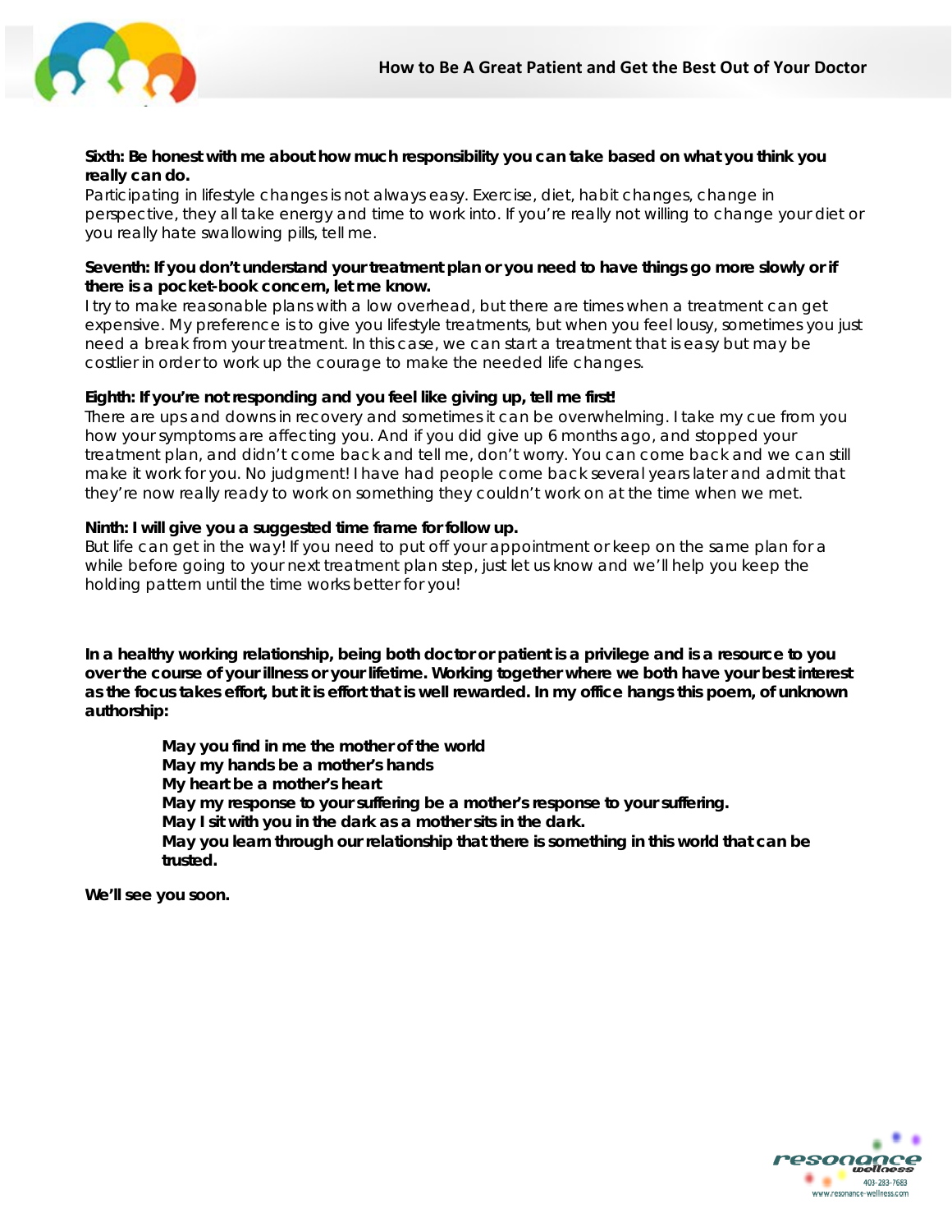**Sixth: Be honest with me about how much responsibility you can take based on what you think you really can do.**

Participating in lifestyle changes is not always easy. Exercise, diet, habit changes, change in perspective, they all take energy and time to work into. If you're really not willing to change your diet or you really hate swallowing pills, tell me.

**Seventh: If you don't understand your treatment plan or you need to have things go more slowly or if there is a pocket-book concern, let me know.**

I try to make reasonable plans with a low overhead, but there are times when a treatment can get expensive. My preference is to give you lifestyle treatments, but when you feel lousy, sometimes you just need a break from your treatment. In this case, we can start a treatment that is easy but may be costlier in order to work up the courage to make the needed life changes.

**Eighth: If you're not responding and you feel like giving up, tell me first!**

There are ups and downs in recovery and sometimes it can be overwhelming. I take my cue from you how your symptoms are affecting you. And if you did give up 6 months ago, and stopped your treatment plan, and didn't come back and tell me, don't worry. You can come back and we can still make it work for you. No judgment! I have had people come back several years later and admit that they're now really ready to work on something they couldn't work on at the time when we met.

**Ninth: I will give you a suggested time frame for follow up.**

But life can get in the way! If you need to put off your appointment or keep on the same plan for a while before going to your next treatment plan step, just let us know and we'll help you keep the holding pattern until the time works better for you!

**In a healthy working relationship, being both doctor or patient is a privilege and is a resource to you over the course of your illness or your lifetime. Working together where we both have your best interest as the focus takes effort, but it is effort that is well rewarded. In my office hangs this poem, of unknown authorship:**

> **May you find in me the mother of the world**
> **May my hands be a mother's hands**
> **My heart be a mother's heart**
> **May my response to your suffering be a mother's response to your suffering.**
> **May I sit with you in the dark as a mother sits in the dark.**
> **May you learn through our relationship that there is something in this world that can be trusted.**

**We'll see you soon.**

resonance wellness
403-283-7683
www.resonance-wellness.com